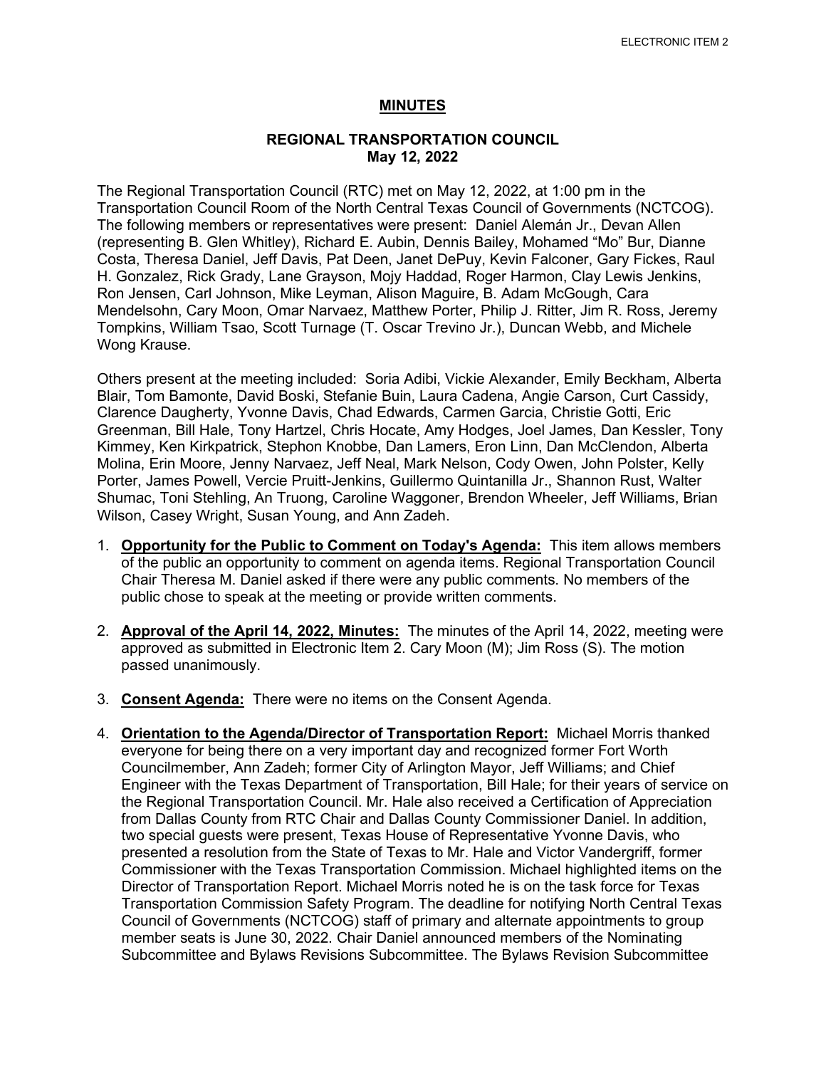ELECTRONIC ITEM 2

# MINUTES

## REGIONAL TRANSPORTATION COUNCIL
## May 12, 2022

The Regional Transportation Council (RTC) met on May 12, 2022, at 1:00 pm in the Transportation Council Room of the North Central Texas Council of Governments (NCTCOG). The following members or representatives were present: Daniel Alemán Jr., Devan Allen (representing B. Glen Whitley), Richard E. Aubin, Dennis Bailey, Mohamed "Mo" Bur, Dianne Costa, Theresa Daniel, Jeff Davis, Pat Deen, Janet DePuy, Kevin Falconer, Gary Fickes, Raul H. Gonzalez, Rick Grady, Lane Grayson, Mojy Haddad, Roger Harmon, Clay Lewis Jenkins, Ron Jensen, Carl Johnson, Mike Leyman, Alison Maguire, B. Adam McGough, Cara Mendelsohn, Cary Moon, Omar Narvaez, Matthew Porter, Philip J. Ritter, Jim R. Ross, Jeremy Tompkins, William Tsao, Scott Turnage (T. Oscar Trevino Jr.), Duncan Webb, and Michele Wong Krause.

Others present at the meeting included: Soria Adibi, Vickie Alexander, Emily Beckham, Alberta Blair, Tom Bamonte, David Boski, Stefanie Buin, Laura Cadena, Angie Carson, Curt Cassidy, Clarence Daugherty, Yvonne Davis, Chad Edwards, Carmen Garcia, Christie Gotti, Eric Greenman, Bill Hale, Tony Hartzel, Chris Hocate, Amy Hodges, Joel James, Dan Kessler, Tony Kimmey, Ken Kirkpatrick, Stephon Knobbe, Dan Lamers, Eron Linn, Dan McClendon, Alberta Molina, Erin Moore, Jenny Narvaez, Jeff Neal, Mark Nelson, Cody Owen, John Polster, Kelly Porter, James Powell, Vercie Pruitt-Jenkins, Guillermo Quintanilla Jr., Shannon Rust, Walter Shumac, Toni Stehling, An Truong, Caroline Waggoner, Brendon Wheeler, Jeff Williams, Brian Wilson, Casey Wright, Susan Young, and Ann Zadeh.

1. **Opportunity for the Public to Comment on Today's Agenda:** This item allows members of the public an opportunity to comment on agenda items. Regional Transportation Council Chair Theresa M. Daniel asked if there were any public comments. No members of the public chose to speak at the meeting or provide written comments.

2. **Approval of the April 14, 2022, Minutes:** The minutes of the April 14, 2022, meeting were approved as submitted in Electronic Item 2. Cary Moon (M); Jim Ross (S). The motion passed unanimously.

3. **Consent Agenda:** There were no items on the Consent Agenda.

4. **Orientation to the Agenda/Director of Transportation Report:** Michael Morris thanked everyone for being there on a very important day and recognized former Fort Worth Councilmember, Ann Zadeh; former City of Arlington Mayor, Jeff Williams; and Chief Engineer with the Texas Department of Transportation, Bill Hale; for their years of service on the Regional Transportation Council. Mr. Hale also received a Certification of Appreciation from Dallas County from RTC Chair and Dallas County Commissioner Daniel. In addition, two special guests were present, Texas House of Representative Yvonne Davis, who presented a resolution from the State of Texas to Mr. Hale and Victor Vandergriff, former Commissioner with the Texas Transportation Commission. Michael highlighted items on the Director of Transportation Report. Michael Morris noted he is on the task force for Texas Transportation Commission Safety Program. The deadline for notifying North Central Texas Council of Governments (NCTCOG) staff of primary and alternate appointments to group member seats is June 30, 2022. Chair Daniel announced members of the Nominating Subcommittee and Bylaws Revisions Subcommittee. The Bylaws Revision Subcommittee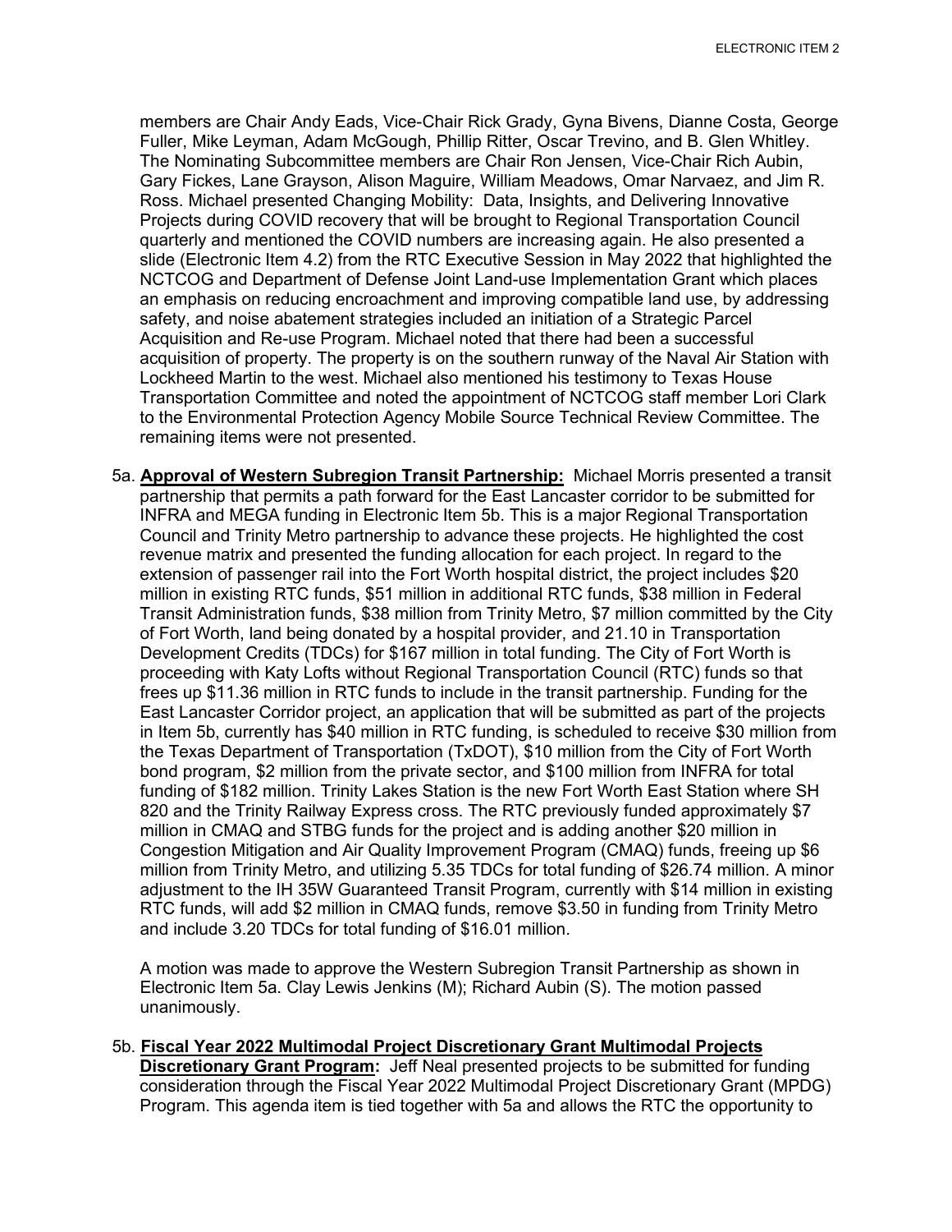members are Chair Andy Eads, Vice-Chair Rick Grady, Gyna Bivens, Dianne Costa, George Fuller, Mike Leyman, Adam McGough, Phillip Ritter, Oscar Trevino, and B. Glen Whitley. The Nominating Subcommittee members are Chair Ron Jensen, Vice-Chair Rich Aubin, Gary Fickes, Lane Grayson, Alison Maguire, William Meadows, Omar Narvaez, and Jim R. Ross. Michael presented Changing Mobility: Data, Insights, and Delivering Innovative Projects during COVID recovery that will be brought to Regional Transportation Council quarterly and mentioned the COVID numbers are increasing again. He also presented a slide (Electronic Item 4.2) from the RTC Executive Session in May 2022 that highlighted the NCTCOG and Department of Defense Joint Land-use Implementation Grant which places an emphasis on reducing encroachment and improving compatible land use, by addressing safety, and noise abatement strategies included an initiation of a Strategic Parcel Acquisition and Re-use Program. Michael noted that there had been a successful acquisition of property. The property is on the southern runway of the Naval Air Station with Lockheed Martin to the west. Michael also mentioned his testimony to Texas House Transportation Committee and noted the appointment of NCTCOG staff member Lori Clark to the Environmental Protection Agency Mobile Source Technical Review Committee. The remaining items were not presented.

5a. **Approval of Western Subregion Transit Partnership:** Michael Morris presented a transit partnership that permits a path forward for the East Lancaster corridor to be submitted for INFRA and MEGA funding in Electronic Item 5b. This is a major Regional Transportation Council and Trinity Metro partnership to advance these projects. He highlighted the cost revenue matrix and presented the funding allocation for each project. In regard to the extension of passenger rail into the Fort Worth hospital district, the project includes $20 million in existing RTC funds, $51 million in additional RTC funds, $38 million in Federal Transit Administration funds, $38 million from Trinity Metro, $7 million committed by the City of Fort Worth, land being donated by a hospital provider, and 21.10 in Transportation Development Credits (TDCs) for $167 million in total funding. The City of Fort Worth is proceeding with Katy Lofts without Regional Transportation Council (RTC) funds so that frees up $11.36 million in RTC funds to include in the transit partnership. Funding for the East Lancaster Corridor project, an application that will be submitted as part of the projects in Item 5b, currently has $40 million in RTC funding, is scheduled to receive $30 million from the Texas Department of Transportation (TxDOT), $10 million from the City of Fort Worth bond program, $2 million from the private sector, and $100 million from INFRA for total funding of $182 million. Trinity Lakes Station is the new Fort Worth East Station where SH 820 and the Trinity Railway Express cross. The RTC previously funded approximately $7 million in CMAQ and STBG funds for the project and is adding another $20 million in Congestion Mitigation and Air Quality Improvement Program (CMAQ) funds, freeing up $6 million from Trinity Metro, and utilizing 5.35 TDCs for total funding of $26.74 million. A minor adjustment to the IH 35W Guaranteed Transit Program, currently with $14 million in existing RTC funds, will add $2 million in CMAQ funds, remove $3.50 in funding from Trinity Metro and include 3.20 TDCs for total funding of $16.01 million.

A motion was made to approve the Western Subregion Transit Partnership as shown in Electronic Item 5a. Clay Lewis Jenkins (M); Richard Aubin (S). The motion passed unanimously.

5b. **Fiscal Year 2022 Multimodal Project Discretionary Grant Multimodal Projects Discretionary Grant Program:** Jeff Neal presented projects to be submitted for funding consideration through the Fiscal Year 2022 Multimodal Project Discretionary Grant (MPDG) Program. This agenda item is tied together with 5a and allows the RTC the opportunity to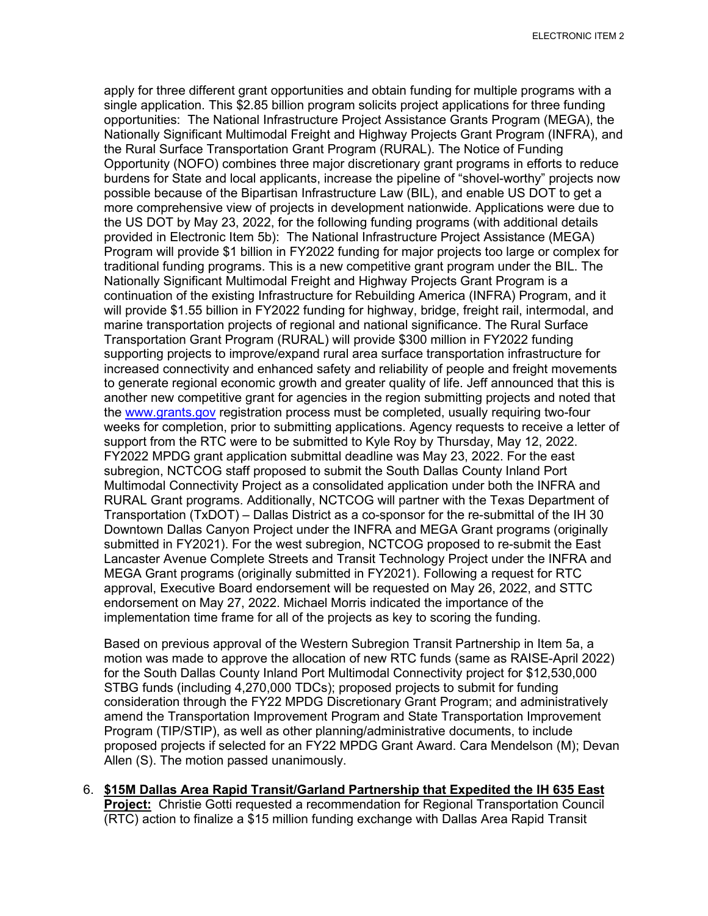apply for three different grant opportunities and obtain funding for multiple programs with a single application. This $2.85 billion program solicits project applications for three funding opportunities: The National Infrastructure Project Assistance Grants Program (MEGA), the Nationally Significant Multimodal Freight and Highway Projects Grant Program (INFRA), and the Rural Surface Transportation Grant Program (RURAL). The Notice of Funding Opportunity (NOFO) combines three major discretionary grant programs in efforts to reduce burdens for State and local applicants, increase the pipeline of "shovel-worthy" projects now possible because of the Bipartisan Infrastructure Law (BIL), and enable US DOT to get a more comprehensive view of projects in development nationwide. Applications were due to the US DOT by May 23, 2022, for the following funding programs (with additional details provided in Electronic Item 5b): The National Infrastructure Project Assistance (MEGA) Program will provide $1 billion in FY2022 funding for major projects too large or complex for traditional funding programs. This is a new competitive grant program under the BIL. The Nationally Significant Multimodal Freight and Highway Projects Grant Program is a continuation of the existing Infrastructure for Rebuilding America (INFRA) Program, and it will provide $1.55 billion in FY2022 funding for highway, bridge, freight rail, intermodal, and marine transportation projects of regional and national significance. The Rural Surface Transportation Grant Program (RURAL) will provide $300 million in FY2022 funding supporting projects to improve/expand rural area surface transportation infrastructure for increased connectivity and enhanced safety and reliability of people and freight movements to generate regional economic growth and greater quality of life. Jeff announced that this is another new competitive grant for agencies in the region submitting projects and noted that the www.grants.gov registration process must be completed, usually requiring two-four weeks for completion, prior to submitting applications. Agency requests to receive a letter of support from the RTC were to be submitted to Kyle Roy by Thursday, May 12, 2022. FY2022 MPDG grant application submittal deadline was May 23, 2022. For the east subregion, NCTCOG staff proposed to submit the South Dallas County Inland Port Multimodal Connectivity Project as a consolidated application under both the INFRA and RURAL Grant programs. Additionally, NCTCOG will partner with the Texas Department of Transportation (TxDOT) – Dallas District as a co-sponsor for the re-submittal of the IH 30 Downtown Dallas Canyon Project under the INFRA and MEGA Grant programs (originally submitted in FY2021). For the west subregion, NCTCOG proposed to re-submit the East Lancaster Avenue Complete Streets and Transit Technology Project under the INFRA and MEGA Grant programs (originally submitted in FY2021). Following a request for RTC approval, Executive Board endorsement will be requested on May 26, 2022, and STTC endorsement on May 27, 2022. Michael Morris indicated the importance of the implementation time frame for all of the projects as key to scoring the funding.

Based on previous approval of the Western Subregion Transit Partnership in Item 5a, a motion was made to approve the allocation of new RTC funds (same as RAISE-April 2022) for the South Dallas County Inland Port Multimodal Connectivity project for $12,530,000 STBG funds (including 4,270,000 TDCs); proposed projects to submit for funding consideration through the FY22 MPDG Discretionary Grant Program; and administratively amend the Transportation Improvement Program and State Transportation Improvement Program (TIP/STIP), as well as other planning/administrative documents, to include proposed projects if selected for an FY22 MPDG Grant Award. Cara Mendelson (M); Devan Allen (S). The motion passed unanimously.

6. **$15M Dallas Area Rapid Transit/Garland Partnership that Expedited the IH 635 East Project:** Christie Gotti requested a recommendation for Regional Transportation Council (RTC) action to finalize a $15 million funding exchange with Dallas Area Rapid Transit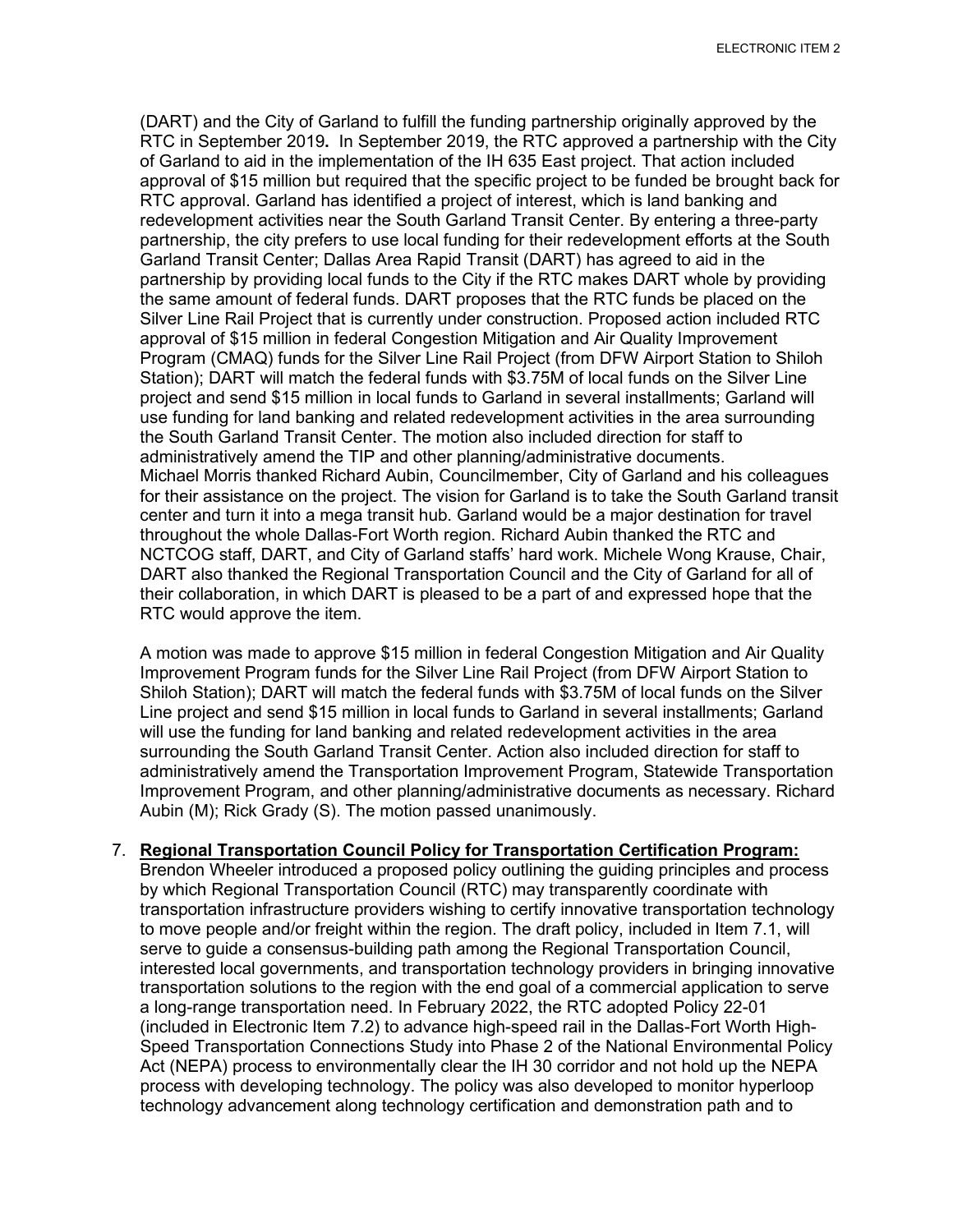(DART) and the City of Garland to fulfill the funding partnership originally approved by the RTC in September 2019**.** In September 2019, the RTC approved a partnership with the City of Garland to aid in the implementation of the IH 635 East project. That action included approval of $15 million but required that the specific project to be funded be brought back for RTC approval. Garland has identified a project of interest, which is land banking and redevelopment activities near the South Garland Transit Center. By entering a three-party partnership, the city prefers to use local funding for their redevelopment efforts at the South Garland Transit Center; Dallas Area Rapid Transit (DART) has agreed to aid in the partnership by providing local funds to the City if the RTC makes DART whole by providing the same amount of federal funds. DART proposes that the RTC funds be placed on the Silver Line Rail Project that is currently under construction. Proposed action included RTC approval of $15 million in federal Congestion Mitigation and Air Quality Improvement Program (CMAQ) funds for the Silver Line Rail Project (from DFW Airport Station to Shiloh Station); DART will match the federal funds with $3.75M of local funds on the Silver Line project and send $15 million in local funds to Garland in several installments; Garland will use funding for land banking and related redevelopment activities in the area surrounding the South Garland Transit Center. The motion also included direction for staff to administratively amend the TIP and other planning/administrative documents. Michael Morris thanked Richard Aubin, Councilmember, City of Garland and his colleagues for their assistance on the project. The vision for Garland is to take the South Garland transit center and turn it into a mega transit hub. Garland would be a major destination for travel throughout the whole Dallas-Fort Worth region. Richard Aubin thanked the RTC and NCTCOG staff, DART, and City of Garland staffs' hard work. Michele Wong Krause, Chair, DART also thanked the Regional Transportation Council and the City of Garland for all of their collaboration, in which DART is pleased to be a part of and expressed hope that the RTC would approve the item.

A motion was made to approve $15 million in federal Congestion Mitigation and Air Quality Improvement Program funds for the Silver Line Rail Project (from DFW Airport Station to Shiloh Station); DART will match the federal funds with $3.75M of local funds on the Silver Line project and send $15 million in local funds to Garland in several installments; Garland will use the funding for land banking and related redevelopment activities in the area surrounding the South Garland Transit Center. Action also included direction for staff to administratively amend the Transportation Improvement Program, Statewide Transportation Improvement Program, and other planning/administrative documents as necessary. Richard Aubin (M); Rick Grady (S). The motion passed unanimously.

7. **Regional Transportation Council Policy for Transportation Certification Program:** Brendon Wheeler introduced a proposed policy outlining the guiding principles and process by which Regional Transportation Council (RTC) may transparently coordinate with transportation infrastructure providers wishing to certify innovative transportation technology to move people and/or freight within the region. The draft policy, included in Item 7.1, will serve to guide a consensus-building path among the Regional Transportation Council, interested local governments, and transportation technology providers in bringing innovative transportation solutions to the region with the end goal of a commercial application to serve a long-range transportation need. In February 2022, the RTC adopted Policy 22-01 (included in Electronic Item 7.2) to advance high-speed rail in the Dallas-Fort Worth High-Speed Transportation Connections Study into Phase 2 of the National Environmental Policy Act (NEPA) process to environmentally clear the IH 30 corridor and not hold up the NEPA process with developing technology. The policy was also developed to monitor hyperloop technology advancement along technology certification and demonstration path and to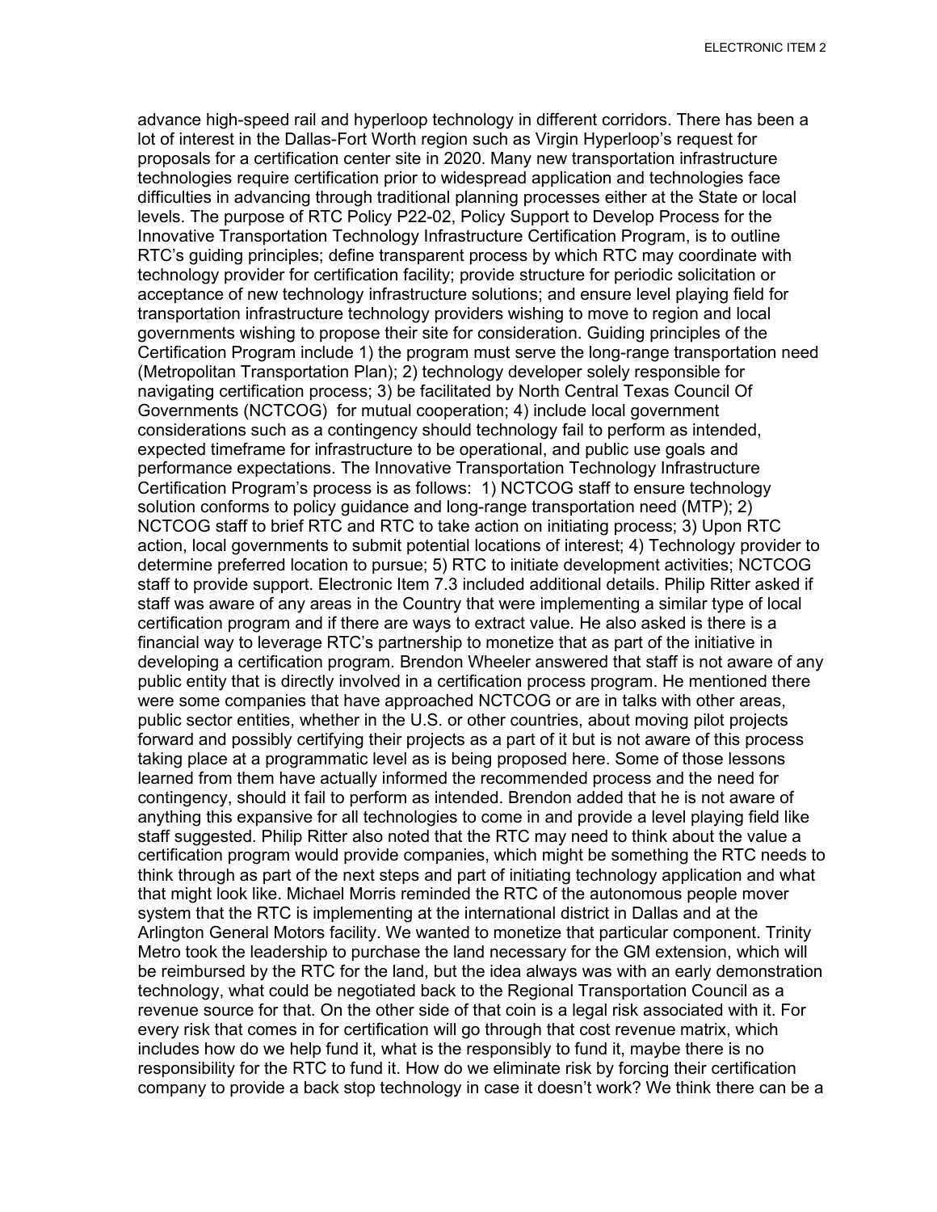advance high-speed rail and hyperloop technology in different corridors. There has been a lot of interest in the Dallas-Fort Worth region such as Virgin Hyperloop's request for proposals for a certification center site in 2020. Many new transportation infrastructure technologies require certification prior to widespread application and technologies face difficulties in advancing through traditional planning processes either at the State or local levels. The purpose of RTC Policy P22-02, Policy Support to Develop Process for the Innovative Transportation Technology Infrastructure Certification Program, is to outline RTC's guiding principles; define transparent process by which RTC may coordinate with technology provider for certification facility; provide structure for periodic solicitation or acceptance of new technology infrastructure solutions; and ensure level playing field for transportation infrastructure technology providers wishing to move to region and local governments wishing to propose their site for consideration. Guiding principles of the Certification Program include 1) the program must serve the long-range transportation need (Metropolitan Transportation Plan); 2) technology developer solely responsible for navigating certification process; 3) be facilitated by North Central Texas Council Of Governments (NCTCOG) for mutual cooperation; 4) include local government considerations such as a contingency should technology fail to perform as intended, expected timeframe for infrastructure to be operational, and public use goals and performance expectations. The Innovative Transportation Technology Infrastructure Certification Program's process is as follows: 1) NCTCOG staff to ensure technology solution conforms to policy guidance and long-range transportation need (MTP); 2) NCTCOG staff to brief RTC and RTC to take action on initiating process; 3) Upon RTC action, local governments to submit potential locations of interest; 4) Technology provider to determine preferred location to pursue; 5) RTC to initiate development activities; NCTCOG staff to provide support. Electronic Item 7.3 included additional details. Philip Ritter asked if staff was aware of any areas in the Country that were implementing a similar type of local certification program and if there are ways to extract value. He also asked is there is a financial way to leverage RTC's partnership to monetize that as part of the initiative in developing a certification program. Brendon Wheeler answered that staff is not aware of any public entity that is directly involved in a certification process program. He mentioned there were some companies that have approached NCTCOG or are in talks with other areas, public sector entities, whether in the U.S. or other countries, about moving pilot projects forward and possibly certifying their projects as a part of it but is not aware of this process taking place at a programmatic level as is being proposed here. Some of those lessons learned from them have actually informed the recommended process and the need for contingency, should it fail to perform as intended. Brendon added that he is not aware of anything this expansive for all technologies to come in and provide a level playing field like staff suggested. Philip Ritter also noted that the RTC may need to think about the value a certification program would provide companies, which might be something the RTC needs to think through as part of the next steps and part of initiating technology application and what that might look like. Michael Morris reminded the RTC of the autonomous people mover system that the RTC is implementing at the international district in Dallas and at the Arlington General Motors facility. We wanted to monetize that particular component. Trinity Metro took the leadership to purchase the land necessary for the GM extension, which will be reimbursed by the RTC for the land, but the idea always was with an early demonstration technology, what could be negotiated back to the Regional Transportation Council as a revenue source for that. On the other side of that coin is a legal risk associated with it. For every risk that comes in for certification will go through that cost revenue matrix, which includes how do we help fund it, what is the responsibly to fund it, maybe there is no responsibility for the RTC to fund it. How do we eliminate risk by forcing their certification company to provide a back stop technology in case it doesn't work? We think there can be a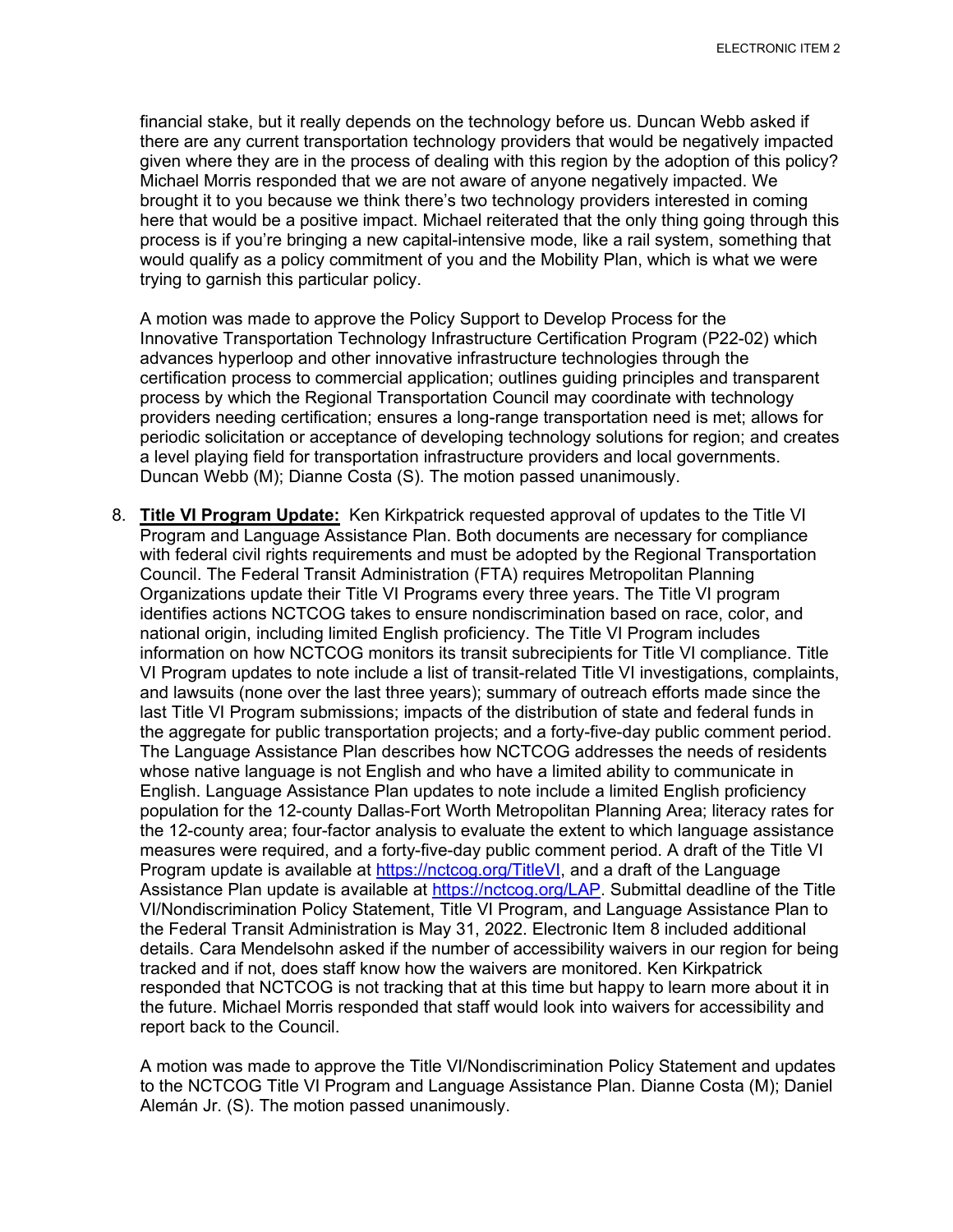financial stake, but it really depends on the technology before us. Duncan Webb asked if there are any current transportation technology providers that would be negatively impacted given where they are in the process of dealing with this region by the adoption of this policy? Michael Morris responded that we are not aware of anyone negatively impacted. We brought it to you because we think there's two technology providers interested in coming here that would be a positive impact. Michael reiterated that the only thing going through this process is if you're bringing a new capital-intensive mode, like a rail system, something that would qualify as a policy commitment of you and the Mobility Plan, which is what we were trying to garnish this particular policy.

A motion was made to approve the Policy Support to Develop Process for the Innovative Transportation Technology Infrastructure Certification Program (P22-02) which advances hyperloop and other innovative infrastructure technologies through the certification process to commercial application; outlines guiding principles and transparent process by which the Regional Transportation Council may coordinate with technology providers needing certification; ensures a long-range transportation need is met; allows for periodic solicitation or acceptance of developing technology solutions for region; and creates a level playing field for transportation infrastructure providers and local governments. Duncan Webb (M); Dianne Costa (S). The motion passed unanimously.

8. **Title VI Program Update:** Ken Kirkpatrick requested approval of updates to the Title VI Program and Language Assistance Plan. Both documents are necessary for compliance with federal civil rights requirements and must be adopted by the Regional Transportation Council. The Federal Transit Administration (FTA) requires Metropolitan Planning Organizations update their Title VI Programs every three years. The Title VI program identifies actions NCTCOG takes to ensure nondiscrimination based on race, color, and national origin, including limited English proficiency. The Title VI Program includes information on how NCTCOG monitors its transit subrecipients for Title VI compliance. Title VI Program updates to note include a list of transit-related Title VI investigations, complaints, and lawsuits (none over the last three years); summary of outreach efforts made since the last Title VI Program submissions; impacts of the distribution of state and federal funds in the aggregate for public transportation projects; and a forty-five-day public comment period. The Language Assistance Plan describes how NCTCOG addresses the needs of residents whose native language is not English and who have a limited ability to communicate in English. Language Assistance Plan updates to note include a limited English proficiency population for the 12-county Dallas-Fort Worth Metropolitan Planning Area; literacy rates for the 12-county area; four-factor analysis to evaluate the extent to which language assistance measures were required, and a forty-five-day public comment period. A draft of the Title VI Program update is available at https://nctcog.org/TitleVI, and a draft of the Language Assistance Plan update is available at https://nctcog.org/LAP. Submittal deadline of the Title VI/Nondiscrimination Policy Statement, Title VI Program, and Language Assistance Plan to the Federal Transit Administration is May 31, 2022. Electronic Item 8 included additional details. Cara Mendelsohn asked if the number of accessibility waivers in our region for being tracked and if not, does staff know how the waivers are monitored. Ken Kirkpatrick responded that NCTCOG is not tracking that at this time but happy to learn more about it in the future. Michael Morris responded that staff would look into waivers for accessibility and report back to the Council.

   A motion was made to approve the Title VI/Nondiscrimination Policy Statement and updates to the NCTCOG Title VI Program and Language Assistance Plan. Dianne Costa (M); Daniel Alemán Jr. (S). The motion passed unanimously.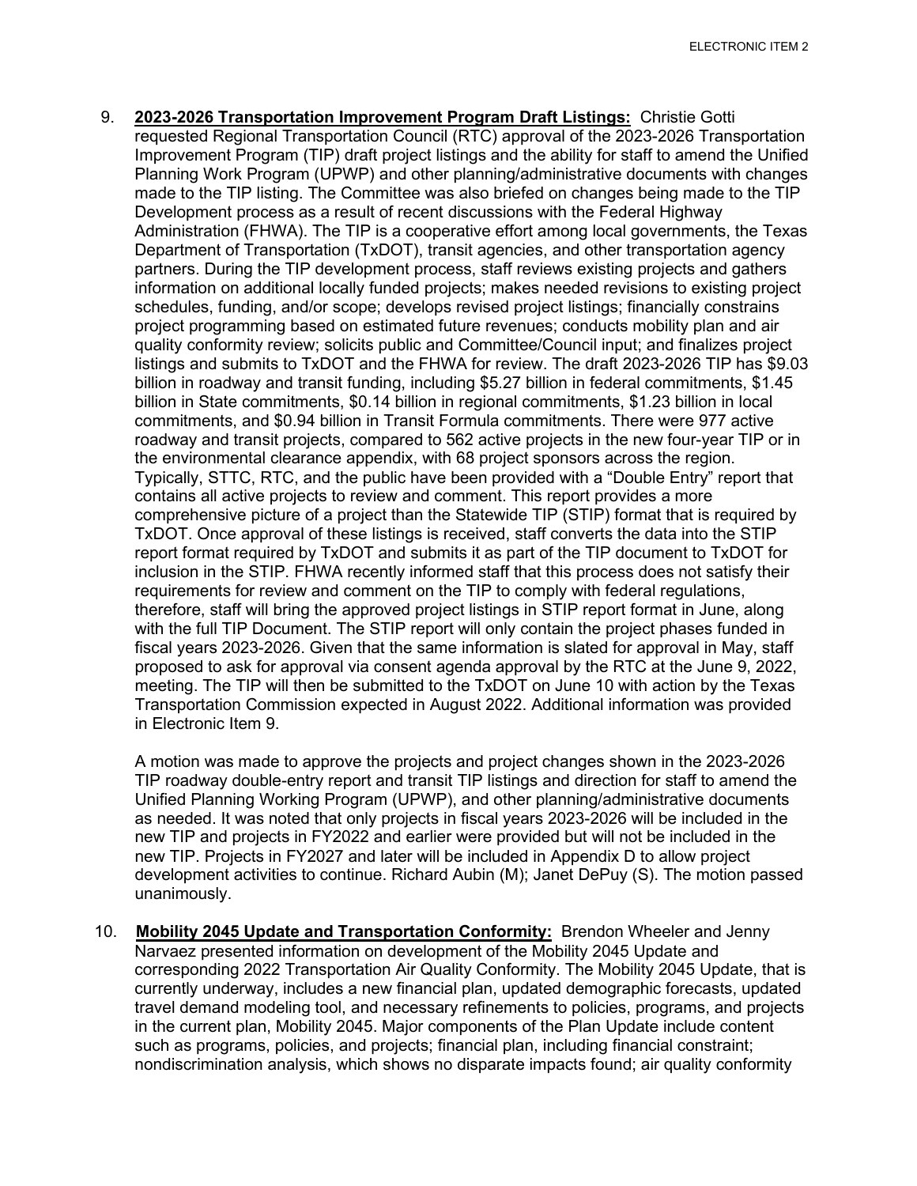9. **2023-2026 Transportation Improvement Program Draft Listings:** Christie Gotti requested Regional Transportation Council (RTC) approval of the 2023-2026 Transportation Improvement Program (TIP) draft project listings and the ability for staff to amend the Unified Planning Work Program (UPWP) and other planning/administrative documents with changes made to the TIP listing. The Committee was also briefed on changes being made to the TIP Development process as a result of recent discussions with the Federal Highway Administration (FHWA). The TIP is a cooperative effort among local governments, the Texas Department of Transportation (TxDOT), transit agencies, and other transportation agency partners. During the TIP development process, staff reviews existing projects and gathers information on additional locally funded projects; makes needed revisions to existing project schedules, funding, and/or scope; develops revised project listings; financially constrains project programming based on estimated future revenues; conducts mobility plan and air quality conformity review; solicits public and Committee/Council input; and finalizes project listings and submits to TxDOT and the FHWA for review. The draft 2023-2026 TIP has $9.03 billion in roadway and transit funding, including $5.27 billion in federal commitments, $1.45 billion in State commitments, $0.14 billion in regional commitments, $1.23 billion in local commitments, and $0.94 billion in Transit Formula commitments. There were 977 active roadway and transit projects, compared to 562 active projects in the new four-year TIP or in the environmental clearance appendix, with 68 project sponsors across the region. Typically, STTC, RTC, and the public have been provided with a "Double Entry" report that contains all active projects to review and comment. This report provides a more comprehensive picture of a project than the Statewide TIP (STIP) format that is required by TxDOT. Once approval of these listings is received, staff converts the data into the STIP report format required by TxDOT and submits it as part of the TIP document to TxDOT for inclusion in the STIP. FHWA recently informed staff that this process does not satisfy their requirements for review and comment on the TIP to comply with federal regulations, therefore, staff will bring the approved project listings in STIP report format in June, along with the full TIP Document. The STIP report will only contain the project phases funded in fiscal years 2023-2026. Given that the same information is slated for approval in May, staff proposed to ask for approval via consent agenda approval by the RTC at the June 9, 2022, meeting. The TIP will then be submitted to the TxDOT on June 10 with action by the Texas Transportation Commission expected in August 2022. Additional information was provided in Electronic Item 9.

   A motion was made to approve the projects and project changes shown in the 2023-2026 TIP roadway double-entry report and transit TIP listings and direction for staff to amend the Unified Planning Working Program (UPWP), and other planning/administrative documents as needed. It was noted that only projects in fiscal years 2023-2026 will be included in the new TIP and projects in FY2022 and earlier were provided but will not be included in the new TIP. Projects in FY2027 and later will be included in Appendix D to allow project development activities to continue. Richard Aubin (M); Janet DePuy (S). The motion passed unanimously.

10. **Mobility 2045 Update and Transportation Conformity:** Brendon Wheeler and Jenny Narvaez presented information on development of the Mobility 2045 Update and corresponding 2022 Transportation Air Quality Conformity. The Mobility 2045 Update, that is currently underway, includes a new financial plan, updated demographic forecasts, updated travel demand modeling tool, and necessary refinements to policies, programs, and projects in the current plan, Mobility 2045. Major components of the Plan Update include content such as programs, policies, and projects; financial plan, including financial constraint; nondiscrimination analysis, which shows no disparate impacts found; air quality conformity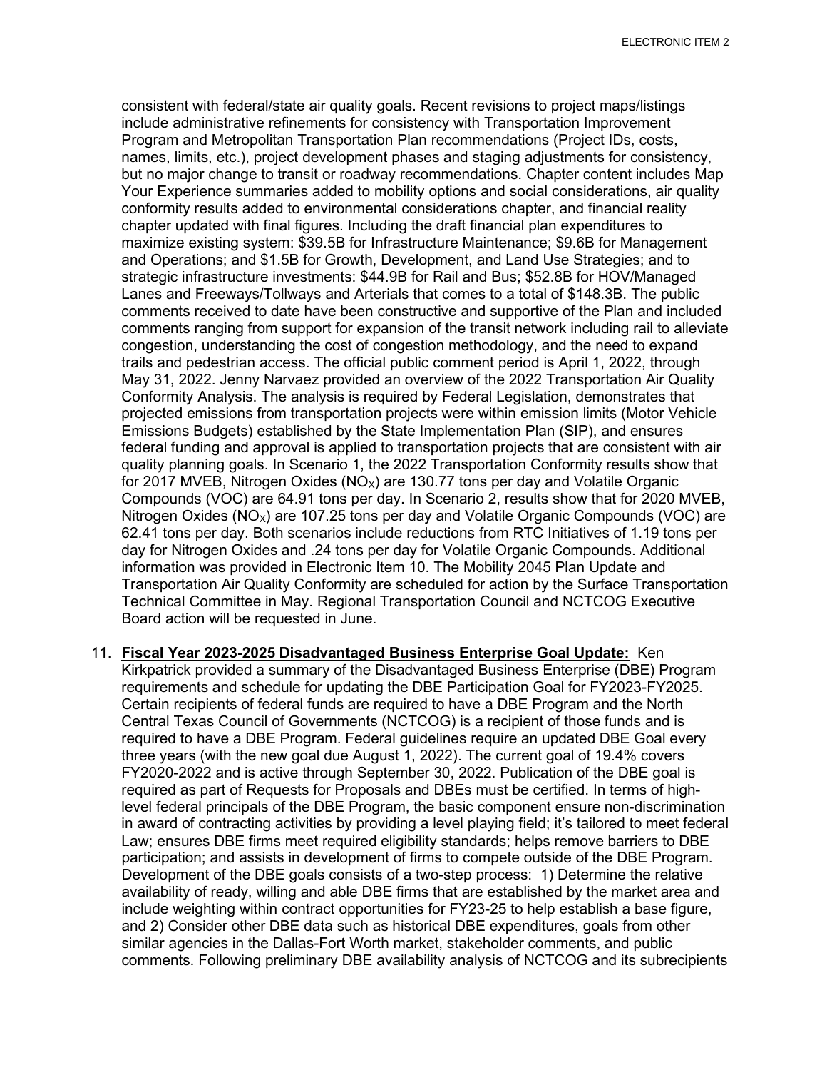consistent with federal/state air quality goals. Recent revisions to project maps/listings include administrative refinements for consistency with Transportation Improvement Program and Metropolitan Transportation Plan recommendations (Project IDs, costs, names, limits, etc.), project development phases and staging adjustments for consistency, but no major change to transit or roadway recommendations. Chapter content includes Map Your Experience summaries added to mobility options and social considerations, air quality conformity results added to environmental considerations chapter, and financial reality chapter updated with final figures. Including the draft financial plan expenditures to maximize existing system: $39.5B for Infrastructure Maintenance; $9.6B for Management and Operations; and $1.5B for Growth, Development, and Land Use Strategies; and to strategic infrastructure investments: $44.9B for Rail and Bus; $52.8B for HOV/Managed Lanes and Freeways/Tollways and Arterials that comes to a total of $148.3B. The public comments received to date have been constructive and supportive of the Plan and included comments ranging from support for expansion of the transit network including rail to alleviate congestion, understanding the cost of congestion methodology, and the need to expand trails and pedestrian access. The official public comment period is April 1, 2022, through May 31, 2022. Jenny Narvaez provided an overview of the 2022 Transportation Air Quality Conformity Analysis. The analysis is required by Federal Legislation, demonstrates that projected emissions from transportation projects were within emission limits (Motor Vehicle Emissions Budgets) established by the State Implementation Plan (SIP), and ensures federal funding and approval is applied to transportation projects that are consistent with air quality planning goals. In Scenario 1, the 2022 Transportation Conformity results show that for 2017 MVEB, Nitrogen Oxides ($NO_X$) are 130.77 tons per day and Volatile Organic Compounds (VOC) are 64.91 tons per day. In Scenario 2, results show that for 2020 MVEB, Nitrogen Oxides ($NO_X$) are 107.25 tons per day and Volatile Organic Compounds (VOC) are 62.41 tons per day. Both scenarios include reductions from RTC Initiatives of 1.19 tons per day for Nitrogen Oxides and .24 tons per day for Volatile Organic Compounds. Additional information was provided in Electronic Item 10. The Mobility 2045 Plan Update and Transportation Air Quality Conformity are scheduled for action by the Surface Transportation Technical Committee in May. Regional Transportation Council and NCTCOG Executive Board action will be requested in June.

11. **Fiscal Year 2023-2025 Disadvantaged Business Enterprise Goal Update:** Ken Kirkpatrick provided a summary of the Disadvantaged Business Enterprise (DBE) Program requirements and schedule for updating the DBE Participation Goal for FY2023-FY2025. Certain recipients of federal funds are required to have a DBE Program and the North Central Texas Council of Governments (NCTCOG) is a recipient of those funds and is required to have a DBE Program. Federal guidelines require an updated DBE Goal every three years (with the new goal due August 1, 2022). The current goal of 19.4% covers FY2020-2022 and is active through September 30, 2022. Publication of the DBE goal is required as part of Requests for Proposals and DBEs must be certified. In terms of high-level federal principals of the DBE Program, the basic component ensure non-discrimination in award of contracting activities by providing a level playing field; it's tailored to meet federal Law; ensures DBE firms meet required eligibility standards; helps remove barriers to DBE participation; and assists in development of firms to compete outside of the DBE Program. Development of the DBE goals consists of a two-step process: 1) Determine the relative availability of ready, willing and able DBE firms that are established by the market area and include weighting within contract opportunities for FY23-25 to help establish a base figure, and 2) Consider other DBE data such as historical DBE expenditures, goals from other similar agencies in the Dallas-Fort Worth market, stakeholder comments, and public comments. Following preliminary DBE availability analysis of NCTCOG and its subrecipients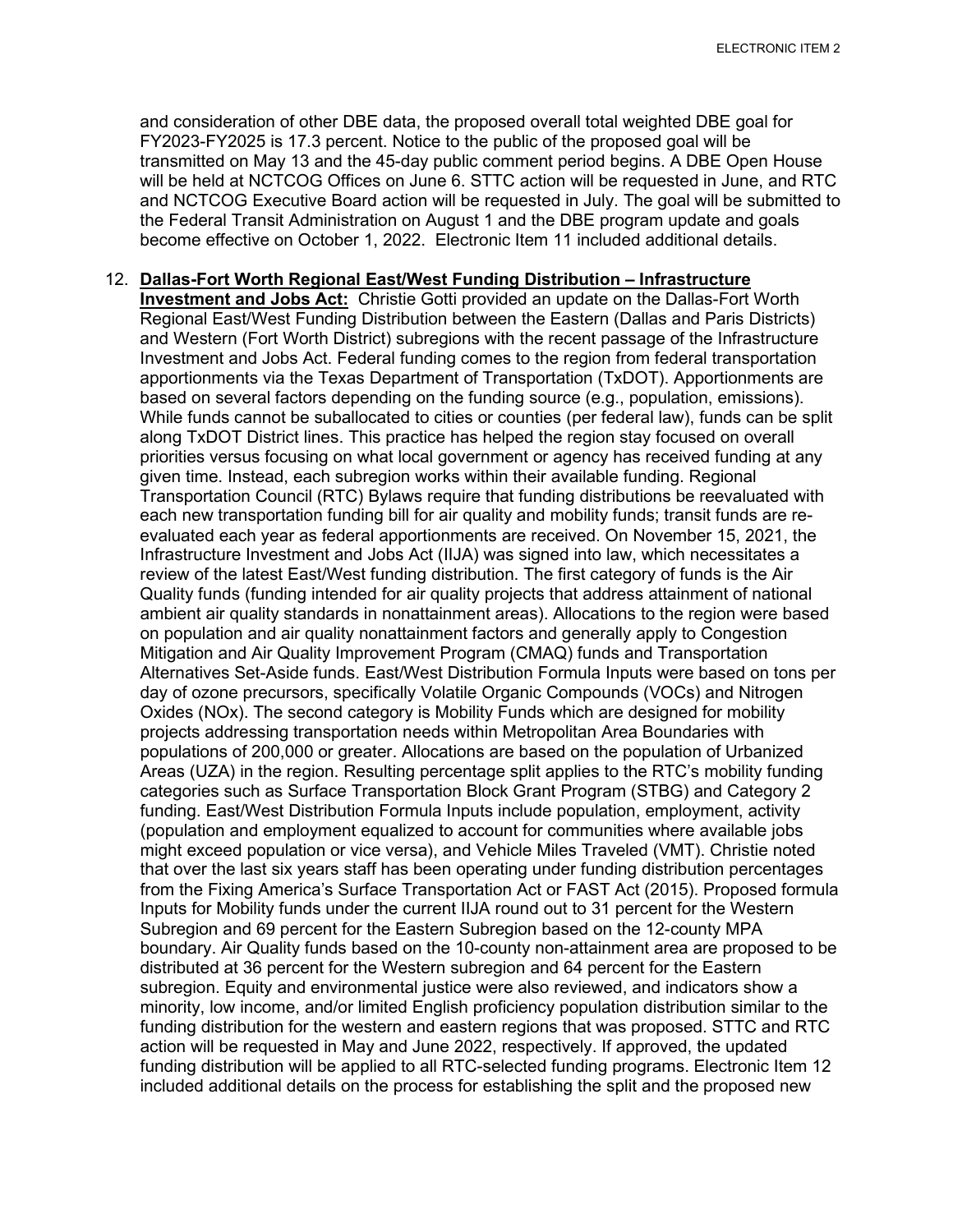and consideration of other DBE data, the proposed overall total weighted DBE goal for FY2023-FY2025 is 17.3 percent. Notice to the public of the proposed goal will be transmitted on May 13 and the 45-day public comment period begins. A DBE Open House will be held at NCTCOG Offices on June 6. STTC action will be requested in June, and RTC and NCTCOG Executive Board action will be requested in July. The goal will be submitted to the Federal Transit Administration on August 1 and the DBE program update and goals become effective on October 1, 2022. Electronic Item 11 included additional details.

12. **Dallas-Fort Worth Regional East/West Funding Distribution – Infrastructure Investment and Jobs Act:** Christie Gotti provided an update on the Dallas-Fort Worth Regional East/West Funding Distribution between the Eastern (Dallas and Paris Districts) and Western (Fort Worth District) subregions with the recent passage of the Infrastructure Investment and Jobs Act. Federal funding comes to the region from federal transportation apportionments via the Texas Department of Transportation (TxDOT). Apportionments are based on several factors depending on the funding source (e.g., population, emissions). While funds cannot be suballocated to cities or counties (per federal law), funds can be split along TxDOT District lines. This practice has helped the region stay focused on overall priorities versus focusing on what local government or agency has received funding at any given time. Instead, each subregion works within their available funding. Regional Transportation Council (RTC) Bylaws require that funding distributions be reevaluated with each new transportation funding bill for air quality and mobility funds; transit funds are re-evaluated each year as federal apportionments are received. On November 15, 2021, the Infrastructure Investment and Jobs Act (IIJA) was signed into law, which necessitates a review of the latest East/West funding distribution. The first category of funds is the Air Quality funds (funding intended for air quality projects that address attainment of national ambient air quality standards in nonattainment areas). Allocations to the region were based on population and air quality nonattainment factors and generally apply to Congestion Mitigation and Air Quality Improvement Program (CMAQ) funds and Transportation Alternatives Set-Aside funds. East/West Distribution Formula Inputs were based on tons per day of ozone precursors, specifically Volatile Organic Compounds (VOCs) and Nitrogen Oxides (NOx). The second category is Mobility Funds which are designed for mobility projects addressing transportation needs within Metropolitan Area Boundaries with populations of 200,000 or greater. Allocations are based on the population of Urbanized Areas (UZA) in the region. Resulting percentage split applies to the RTC's mobility funding categories such as Surface Transportation Block Grant Program (STBG) and Category 2 funding. East/West Distribution Formula Inputs include population, employment, activity (population and employment equalized to account for communities where available jobs might exceed population or vice versa), and Vehicle Miles Traveled (VMT). Christie noted that over the last six years staff has been operating under funding distribution percentages from the Fixing America's Surface Transportation Act or FAST Act (2015). Proposed formula Inputs for Mobility funds under the current IIJA round out to 31 percent for the Western Subregion and 69 percent for the Eastern Subregion based on the 12-county MPA boundary. Air Quality funds based on the 10-county non-attainment area are proposed to be distributed at 36 percent for the Western subregion and 64 percent for the Eastern subregion. Equity and environmental justice were also reviewed, and indicators show a minority, low income, and/or limited English proficiency population distribution similar to the funding distribution for the western and eastern regions that was proposed. STTC and RTC action will be requested in May and June 2022, respectively. If approved, the updated funding distribution will be applied to all RTC-selected funding programs. Electronic Item 12 included additional details on the process for establishing the split and the proposed new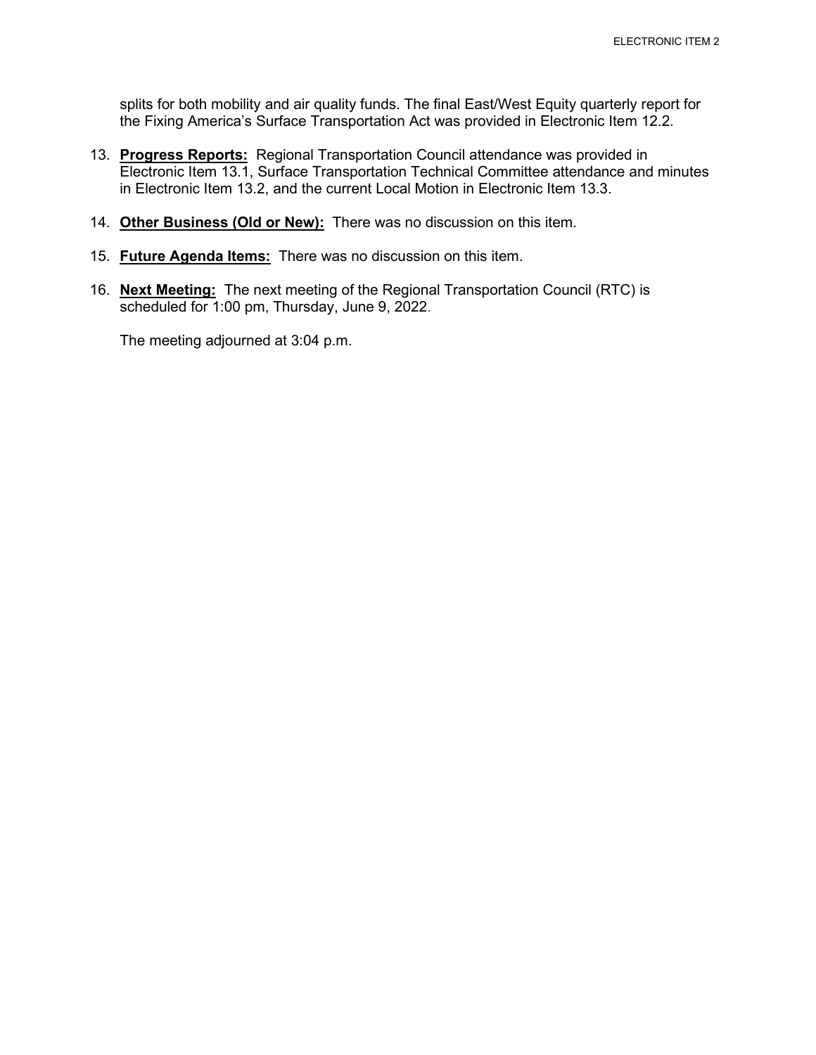splits for both mobility and air quality funds. The final East/West Equity quarterly report for the Fixing America's Surface Transportation Act was provided in Electronic Item 12.2.

13. **Progress Reports:** Regional Transportation Council attendance was provided in Electronic Item 13.1, Surface Transportation Technical Committee attendance and minutes in Electronic Item 13.2, and the current Local Motion in Electronic Item 13.3.

14. **Other Business (Old or New):** There was no discussion on this item.

15. **Future Agenda Items:** There was no discussion on this item.

16. **Next Meeting:** The next meeting of the Regional Transportation Council (RTC) is scheduled for 1:00 pm, Thursday, June 9, 2022.

    The meeting adjourned at 3:04 p.m.